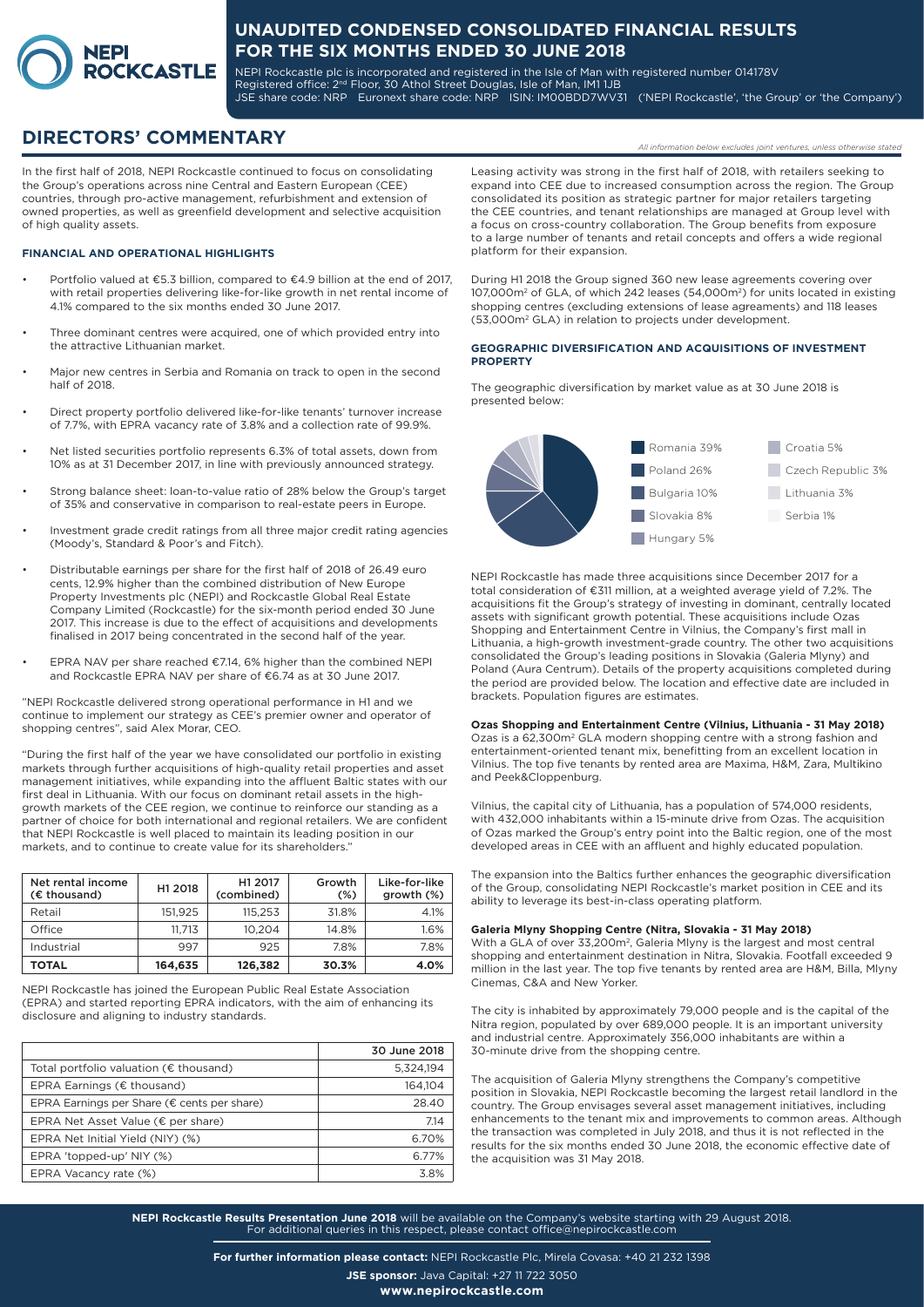# UNAUDITED CONDENSED CONSOLIDATED FINANCIAL RESULTS FOR THE SIX MONTHS ENDED 30 JUNE 2018

NEPI Rockcastle plc is incorporated and registered in the Isle of Man with registered number 014178V
Registered office: 2nd Floor, 30 Athol Street Douglas, Isle of Man, IM1 1JB
JSE share code: NRP Euronext share code: NRP ISIN: IM00BDD7WV31 ('NEPI Rockcastle', 'the Group' or 'the Company')

## DIRECTORS' COMMENTARY

*All information below excludes joint ventures, unless otherwise stated*

In the first half of 2018, NEPI Rockcastle continued to focus on consolidating the Group's operations across nine Central and Eastern European (CEE) countries, through pro-active management, refurbishment and extension of owned properties, as well as greenfield development and selective acquisition of high quality assets.

### FINANCIAL AND OPERATIONAL HIGHLIGHTS

- Portfolio valued at €5.3 billion, compared to €4.9 billion at the end of 2017, with retail properties delivering like-for-like growth in net rental income of 4.1% compared to the six months ended 30 June 2017.
- Three dominant centres were acquired, one of which provided entry into the attractive Lithuanian market.
- Major new centres in Serbia and Romania on track to open in the second half of 2018.
- Direct property portfolio delivered like-for-like tenants' turnover increase of 7.7%, with EPRA vacancy rate of 3.8% and a collection rate of 99.9%.
- Net listed securities portfolio represents 6.3% of total assets, down from 10% as at 31 December 2017, in line with previously announced strategy.
- Strong balance sheet: loan-to-value ratio of 28% below the Group's target of 35% and conservative in comparison to real-estate peers in Europe.
- Investment grade credit ratings from all three major credit rating agencies (Moody's, Standard & Poor's and Fitch).
- Distributable earnings per share for the first half of 2018 of 26.49 euro cents, 12.9% higher than the combined distribution of New Europe Property Investments plc (NEPI) and Rockcastle Global Real Estate Company Limited (Rockcastle) for the six-month period ended 30 June 2017. This increase is due to the effect of acquisitions and developments finalised in 2017 being concentrated in the second half of the year.
- EPRA NAV per share reached €7.14, 6% higher than the combined NEPI and Rockcastle EPRA NAV per share of €6.74 as at 30 June 2017.

"NEPI Rockcastle delivered strong operational performance in H1 and we continue to implement our strategy as CEE's premier owner and operator of shopping centres", said Alex Morar, CEO.

"During the first half of the year we have consolidated our portfolio in existing markets through further acquisitions of high-quality retail properties and asset management initiatives, while expanding into the affluent Baltic states with our first deal in Lithuania. With our focus on dominant retail assets in the high-growth markets of the CEE region, we continue to reinforce our standing as a partner of choice for both international and regional retailers. We are confident that NEPI Rockcastle is well placed to maintain its leading position in our markets, and to continue to create value for its shareholders."

| Net rental income (€ thousand) | H1 2018 | H1 2017 (combined) | Growth (%) | Like-for-like growth (%) |
|---|---|---|---|---|
| Retail | 151,925 | 115,253 | 31.8% | 4.1% |
| Office | 11,713 | 10,204 | 14.8% | 1.6% |
| Industrial | 997 | 925 | 7.8% | 7.8% |
| **TOTAL** | **164,635** | **126,382** | **30.3%** | **4.0%** |

NEPI Rockcastle has joined the European Public Real Estate Association (EPRA) and started reporting EPRA indicators, with the aim of enhancing its disclosure and aligning to industry standards.

| | 30 June 2018 |
|---|---|
| Total portfolio valuation (€ thousand) | 5,324,194 |
| EPRA Earnings (€ thousand) | 164,104 |
| EPRA Earnings per Share (€ cents per share) | 28.40 |
| EPRA Net Asset Value (€ per share) | 7.14 |
| EPRA Net Initial Yield (NIY) (%) | 6.70% |
| EPRA 'topped-up' NIY (%) | 6.77% |
| EPRA Vacancy rate (%) | 3.8% |

Leasing activity was strong in the first half of 2018, with retailers seeking to expand into CEE due to increased consumption across the region. The Group consolidated its position as strategic partner for major retailers targeting the CEE countries, and tenant relationships are managed at Group level with a focus on cross-country collaboration. The Group benefits from exposure to a large number of tenants and retail concepts and offers a wide regional platform for their expansion.

During H1 2018 the Group signed 360 new lease agreements covering over 107,000m² of GLA, of which 242 leases (54,000m²) for units located in existing shopping centres (excluding extensions of lease agreements) and 118 leases (53,000m² GLA) in relation to projects under development.

### GEOGRAPHIC DIVERSIFICATION AND ACQUISITIONS OF INVESTMENT PROPERTY

The geographic diversification by market value as at 30 June 2018 is presented below:

Romania 39%
Poland 26%
Bulgaria 10%
Slovakia 8%
Hungary 5%
Croatia 5%
Czech Republic 3%
Lithuania 3%
Serbia 1%

NEPI Rockcastle has made three acquisitions since December 2017 for a total consideration of €311 million, at a weighted average yield of 7.2%. The acquisitions fit the Group's strategy of investing in dominant, centrally located assets with significant growth potential. These acquisitions include Ozas Shopping and Entertainment Centre in Vilnius, the Company's first mall in Lithuania, a high-growth investment-grade country. The other two acquisitions consolidated the Group's leading positions in Slovakia (Galeria Mlyny) and Poland (Aura Centrum). Details of the property acquisitions completed during the period are provided below. The location and effective date are included in brackets. Population figures are estimates.

**Ozas Shopping and Entertainment Centre (Vilnius, Lithuania - 31 May 2018)**
Ozas is a 62,300m² GLA modern shopping centre with a strong fashion and entertainment-oriented tenant mix, benefitting from an excellent location in Vilnius. The top five tenants by rented area are Maxima, H&M, Zara, Multikino and Peek&Cloppenburg.

Vilnius, the capital city of Lithuania, has a population of 574,000 residents, with 432,000 inhabitants within a 15-minute drive from Ozas. The acquisition of Ozas marked the Group's entry point into the Baltic region, one of the most developed areas in CEE with an affluent and highly educated population.

The expansion into the Baltics further enhances the geographic diversification of the Group, consolidating NEPI Rockcastle's market position in CEE and its ability to leverage its best-in-class operating platform.

**Galeria Mlyny Shopping Centre (Nitra, Slovakia - 31 May 2018)**
With a GLA of over 33,200m², Galeria Mlyny is the largest and most central shopping and entertainment destination in Nitra, Slovakia. Footfall exceeded 9 million in the last year. The top five tenants by rented area are H&M, Billa, Mlyny Cinemas, C&A and New Yorker.

The city is inhabited by approximately 79,000 people and is the capital of the Nitra region, populated by over 689,000 people. It is an important university and industrial centre. Approximately 356,000 inhabitants are within a 30-minute drive from the shopping centre.

The acquisition of Galeria Mlyny strengthens the Company's competitive position in Slovakia, NEPI Rockcastle becoming the largest retail landlord in the country. The Group envisages several asset management initiatives, including enhancements to the tenant mix and improvements to common areas. Although the transaction was completed in July 2018, and thus it is not reflected in the results for the six months ended 30 June 2018, the economic effective date of the acquisition was 31 May 2018.

**NEPI Rockcastle Results Presentation June 2018** will be available on the Company's website starting with 29 August 2018.
For additional queries in this respect, please contact office@nepirockcastle.com

**For further information please contact:** NEPI Rockcastle Plc, Mirela Covasa: +40 21 232 1398

**JSE sponsor:** Java Capital: +27 11 722 3050

**www.nepirockcastle.com**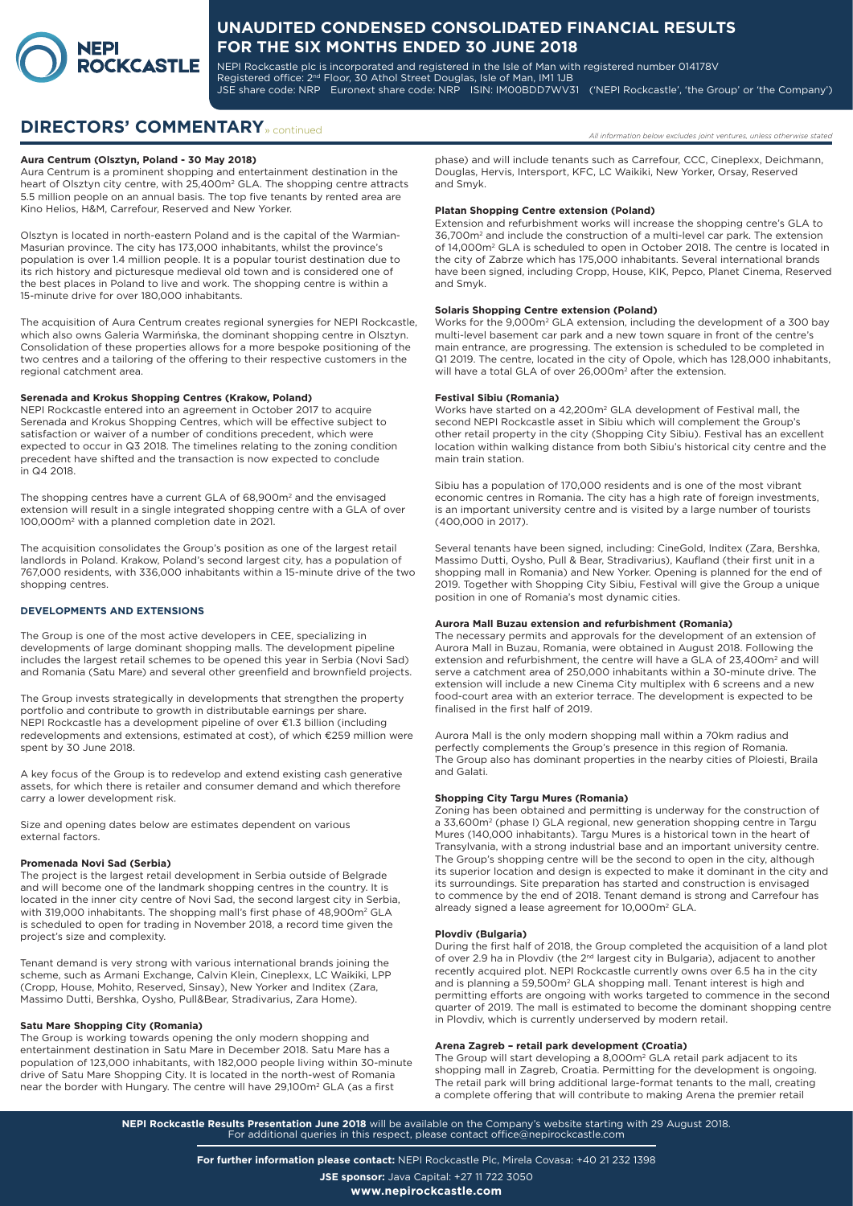## DIRECTORS' COMMENTARY » continued

*All information below excludes joint ventures, unless otherwise stated*

**Aura Centrum (Olsztyn, Poland - 30 May 2018)**

Aura Centrum is a prominent shopping and entertainment destination in the heart of Olsztyn city centre, with 25,400m² GLA. The shopping centre attracts 5.5 million people on an annual basis. The top five tenants by rented area are Kino Helios, H&M, Carrefour, Reserved and New Yorker.

Olsztyn is located in north-eastern Poland and is the capital of the Warmian-Masurian province. The city has 173,000 inhabitants, whilst the province's population is over 1.4 million people. It is a popular tourist destination due to its rich history and picturesque medieval old town and is considered one of the best places in Poland to live and work. The shopping centre is within a 15-minute drive for over 180,000 inhabitants.

The acquisition of Aura Centrum creates regional synergies for NEPI Rockcastle, which also owns Galeria Warmińska, the dominant shopping centre in Olsztyn. Consolidation of these properties allows for a more bespoke positioning of the two centres and a tailoring of the offering to their respective customers in the regional catchment area.

**Serenada and Krokus Shopping Centres (Krakow, Poland)**

NEPI Rockcastle entered into an agreement in October 2017 to acquire Serenada and Krokus Shopping Centres, which will be effective subject to satisfaction or waiver of a number of conditions precedent, which were expected to occur in Q3 2018. The timelines relating to the zoning condition precedent have shifted and the transaction is now expected to conclude in Q4 2018.

The shopping centres have a current GLA of 68,900m² and the envisaged extension will result in a single integrated shopping centre with a GLA of over 100,000m² with a planned completion date in 2021.

The acquisition consolidates the Group's position as one of the largest retail landlords in Poland. Krakow, Poland's second largest city, has a population of 767,000 residents, with 336,000 inhabitants within a 15-minute drive of the two shopping centres.

### DEVELOPMENTS AND EXTENSIONS

The Group is one of the most active developers in CEE, specializing in developments of large dominant shopping malls. The development pipeline includes the largest retail schemes to be opened this year in Serbia (Novi Sad) and Romania (Satu Mare) and several other greenfield and brownfield projects.

The Group invests strategically in developments that strengthen the property portfolio and contribute to growth in distributable earnings per share. NEPI Rockcastle has a development pipeline of over €1.3 billion (including redevelopments and extensions, estimated at cost), of which €259 million were spent by 30 June 2018.

A key focus of the Group is to redevelop and extend existing cash generative assets, for which there is retailer and consumer demand and which therefore carry a lower development risk.

Size and opening dates below are estimates dependent on various external factors.

**Promenada Novi Sad (Serbia)**

The project is the largest retail development in Serbia outside of Belgrade and will become one of the landmark shopping centres in the country. It is located in the inner city centre of Novi Sad, the second largest city in Serbia, with 319,000 inhabitants. The shopping mall's first phase of 48,900m² GLA is scheduled to open for trading in November 2018, a record time given the project's size and complexity.

Tenant demand is very strong with various international brands joining the scheme, such as Armani Exchange, Calvin Klein, Cineplexx, LC Waikiki, LPP (Cropp, House, Mohito, Reserved, Sinsay), New Yorker and Inditex (Zara, Massimo Dutti, Bershka, Oysho, Pull&Bear, Stradivarius, Zara Home).

**Satu Mare Shopping City (Romania)**

The Group is working towards opening the only modern shopping and entertainment destination in Satu Mare in December 2018. Satu Mare has a population of 123,000 inhabitants, with 182,000 people living within 30-minute drive of Satu Mare Shopping City. It is located in the north-west of Romania near the border with Hungary. The centre will have 29,100m² GLA (as a first phase) and will include tenants such as Carrefour, CCC, Cineplexx, Deichmann, Douglas, Hervis, Intersport, KFC, LC Waikiki, New Yorker, Orsay, Reserved and Smyk.

**Platan Shopping Centre extension (Poland)**

Extension and refurbishment works will increase the shopping centre's GLA to 36,700m² and include the construction of a multi-level car park. The extension of 14,000m² GLA is scheduled to open in October 2018. The centre is located in the city of Zabrze which has 175,000 inhabitants. Several international brands have been signed, including Cropp, House, KIK, Pepco, Planet Cinema, Reserved and Smyk.

**Solaris Shopping Centre extension (Poland)**

Works for the 9,000m² GLA extension, including the development of a 300 bay multi-level basement car park and a new town square in front of the centre's main entrance, are progressing. The extension is scheduled to be completed in Q1 2019. The centre, located in the city of Opole, which has 128,000 inhabitants, will have a total GLA of over 26,000m² after the extension.

**Festival Sibiu (Romania)**

Works have started on a 42,200m² GLA development of Festival mall, the second NEPI Rockcastle asset in Sibiu which will complement the Group's other retail property in the city (Shopping City Sibiu). Festival has an excellent location within walking distance from both Sibiu's historical city centre and the main train station.

Sibiu has a population of 170,000 residents and is one of the most vibrant economic centres in Romania. The city has a high rate of foreign investments, is an important university centre and is visited by a large number of tourists (400,000 in 2017).

Several tenants have been signed, including: CineGold, Inditex (Zara, Bershka, Massimo Dutti, Oysho, Pull & Bear, Stradivarius), Kaufland (their first unit in a shopping mall in Romania) and New Yorker. Opening is planned for the end of 2019. Together with Shopping City Sibiu, Festival will give the Group a unique position in one of Romania's most dynamic cities.

**Aurora Mall Buzau extension and refurbishment (Romania)**

The necessary permits and approvals for the development of an extension of Aurora Mall in Buzau, Romania, were obtained in August 2018. Following the extension and refurbishment, the centre will have a GLA of 23,400m² and will serve a catchment area of 250,000 inhabitants within a 30-minute drive. The extension will include a new Cinema City multiplex with 6 screens and a new food-court area with an exterior terrace. The development is expected to be finalised in the first half of 2019.

Aurora Mall is the only modern shopping mall within a 70km radius and perfectly complements the Group's presence in this region of Romania. The Group also has dominant properties in the nearby cities of Ploiesti, Braila and Galati.

**Shopping City Targu Mures (Romania)**

Zoning has been obtained and permitting is underway for the construction of a 33,600m² (phase I) GLA regional, new generation shopping centre in Targu Mures (140,000 inhabitants). Targu Mures is a historical town in the heart of Transylvania, with a strong industrial base and an important university centre. The Group's shopping centre will be the second to open in the city, although its superior location and design is expected to make it dominant in the city and its surroundings. Site preparation has started and construction is envisaged to commence by the end of 2018. Tenant demand is strong and Carrefour has already signed a lease agreement for 10,000m² GLA.

**Plovdiv (Bulgaria)**

During the first half of 2018, the Group completed the acquisition of a land plot of over 2.9 ha in Plovdiv (the 2nd largest city in Bulgaria), adjacent to another recently acquired plot. NEPI Rockcastle currently owns over 6.5 ha in the city and is planning a 59,500m² GLA shopping mall. Tenant interest is high and permitting efforts are ongoing with works targeted to commence in the second quarter of 2019. The mall is estimated to become the dominant shopping centre in Plovdiv, which is currently underserved by modern retail.

**Arena Zagreb – retail park development (Croatia)**

The Group will start developing a 8,000m² GLA retail park adjacent to its shopping mall in Zagreb, Croatia. Permitting for the development is ongoing. The retail park will bring additional large-format tenants to the mall, creating a complete offering that will contribute to making Arena the premier retail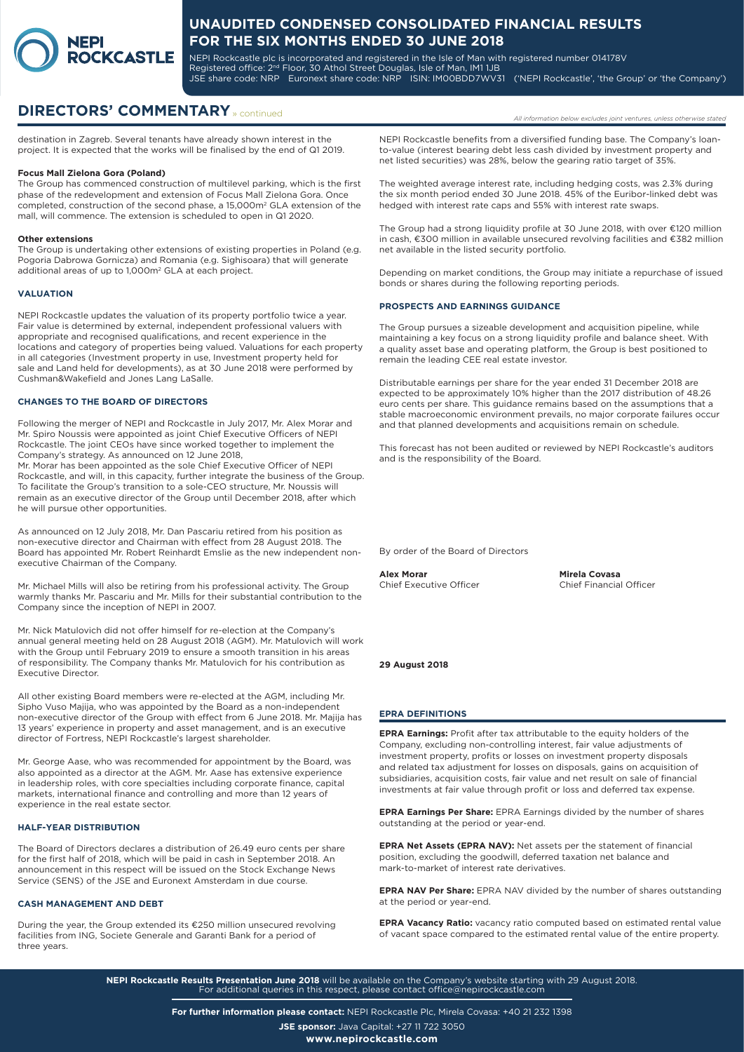## DIRECTORS' COMMENTARY » continued

*All information below excludes joint ventures, unless otherwise stated*

destination in Zagreb. Several tenants have already shown interest in the project. It is expected that the works will be finalised by the end of Q1 2019.

**Focus Mall Zielona Gora (Poland)**

The Group has commenced construction of multilevel parking, which is the first phase of the redevelopment and extension of Focus Mall Zielona Gora. Once completed, construction of the second phase, a 15,000m² GLA extension of the mall, will commence. The extension is scheduled to open in Q1 2020.

**Other extensions**

The Group is undertaking other extensions of existing properties in Poland (e.g. Pogoria Dabrowa Gornicza) and Romania (e.g. Sighisoara) that will generate additional areas of up to 1,000m² GLA at each project.

### VALUATION

NEPI Rockcastle updates the valuation of its property portfolio twice a year. Fair value is determined by external, independent professional valuers with appropriate and recognised qualifications, and recent experience in the locations and category of properties being valued. Valuations for each property in all categories (Investment property in use, Investment property held for sale and Land held for developments), as at 30 June 2018 were performed by Cushman&Wakefield and Jones Lang LaSalle.

### CHANGES TO THE BOARD OF DIRECTORS

Following the merger of NEPI and Rockcastle in July 2017, Mr. Alex Morar and Mr. Spiro Noussis were appointed as joint Chief Executive Officers of NEPI Rockcastle. The joint CEOs have since worked together to implement the Company's strategy. As announced on 12 June 2018,
Mr. Morar has been appointed as the sole Chief Executive Officer of NEPI Rockcastle, and will, in this capacity, further integrate the business of the Group. To facilitate the Group's transition to a sole-CEO structure, Mr. Noussis will remain as an executive director of the Group until December 2018, after which he will pursue other opportunities.

As announced on 12 July 2018, Mr. Dan Pascariu retired from his position as non-executive director and Chairman with effect from 28 August 2018. The Board has appointed Mr. Robert Reinhardt Emslie as the new independent non-executive Chairman of the Company.

Mr. Michael Mills will also be retiring from his professional activity. The Group warmly thanks Mr. Pascariu and Mr. Mills for their substantial contribution to the Company since the inception of NEPI in 2007.

Mr. Nick Matulovich did not offer himself for re-election at the Company's annual general meeting held on 28 August 2018 (AGM). Mr. Matulovich will work with the Group until February 2019 to ensure a smooth transition in his areas of responsibility. The Company thanks Mr. Matulovich for his contribution as Executive Director.

All other existing Board members were re-elected at the AGM, including Mr. Sipho Vuso Majija, who was appointed by the Board as a non-independent non-executive director of the Group with effect from 6 June 2018. Mr. Majija has 13 years' experience in property and asset management, and is an executive director of Fortress, NEPI Rockcastle's largest shareholder.

Mr. George Aase, who was recommended for appointment by the Board, was also appointed as a director at the AGM. Mr. Aase has extensive experience in leadership roles, with core specialties including corporate finance, capital markets, international finance and controlling and more than 12 years of experience in the real estate sector.

### HALF-YEAR DISTRIBUTION

The Board of Directors declares a distribution of 26.49 euro cents per share for the first half of 2018, which will be paid in cash in September 2018. An announcement in this respect will be issued on the Stock Exchange News Service (SENS) of the JSE and Euronext Amsterdam in due course.

### CASH MANAGEMENT AND DEBT

During the year, the Group extended its €250 million unsecured revolving facilities from ING, Societe Generale and Garanti Bank for a period of three years.

NEPI Rockcastle benefits from a diversified funding base. The Company's loan-to-value (interest bearing debt less cash divided by investment property and net listed securities) was 28%, below the gearing ratio target of 35%.

The weighted average interest rate, including hedging costs, was 2.3% during the six month period ended 30 June 2018. 45% of the Euribor-linked debt was hedged with interest rate caps and 55% with interest rate swaps.

The Group had a strong liquidity profile at 30 June 2018, with over €120 million in cash, €300 million in available unsecured revolving facilities and €382 million net available in the listed security portfolio.

Depending on market conditions, the Group may initiate a repurchase of issued bonds or shares during the following reporting periods.

### PROSPECTS AND EARNINGS GUIDANCE

The Group pursues a sizeable development and acquisition pipeline, while maintaining a key focus on a strong liquidity profile and balance sheet. With a quality asset base and operating platform, the Group is best positioned to remain the leading CEE real estate investor.

Distributable earnings per share for the year ended 31 December 2018 are expected to be approximately 10% higher than the 2017 distribution of 48.26 euro cents per share. This guidance remains based on the assumptions that a stable macroeconomic environment prevails, no major corporate failures occur and that planned developments and acquisitions remain on schedule.

This forecast has not been audited or reviewed by NEPI Rockcastle's auditors and is the responsibility of the Board.

By order of the Board of Directors

**Alex Morar**
Chief Executive Officer

**Mirela Covasa**
Chief Financial Officer

**29 August 2018**

### EPRA DEFINITIONS

**EPRA Earnings:** Profit after tax attributable to the equity holders of the Company, excluding non-controlling interest, fair value adjustments of investment property, profits or losses on investment property disposals and related tax adjustment for losses on disposals, gains on acquisition of subsidiaries, acquisition costs, fair value and net result on sale of financial investments at fair value through profit or loss and deferred tax expense.

**EPRA Earnings Per Share:** EPRA Earnings divided by the number of shares outstanding at the period or year-end.

**EPRA Net Assets (EPRA NAV):** Net assets per the statement of financial position, excluding the goodwill, deferred taxation net balance and mark-to-market of interest rate derivatives.

**EPRA NAV Per Share:** EPRA NAV divided by the number of shares outstanding at the period or year-end.

**EPRA Vacancy Ratio:** vacancy ratio computed based on estimated rental value of vacant space compared to the estimated rental value of the entire property.

**NEPI Rockcastle Results Presentation June 2018** will be available on the Company's website starting with 29 August 2018.
For additional queries in this respect, please contact office@nepirockcastle.com

**For further information please contact:** NEPI Rockcastle Plc, Mirela Covasa: +40 21 232 1398

**JSE sponsor:** Java Capital: +27 11 722 3050

**www.nepirockcastle.com**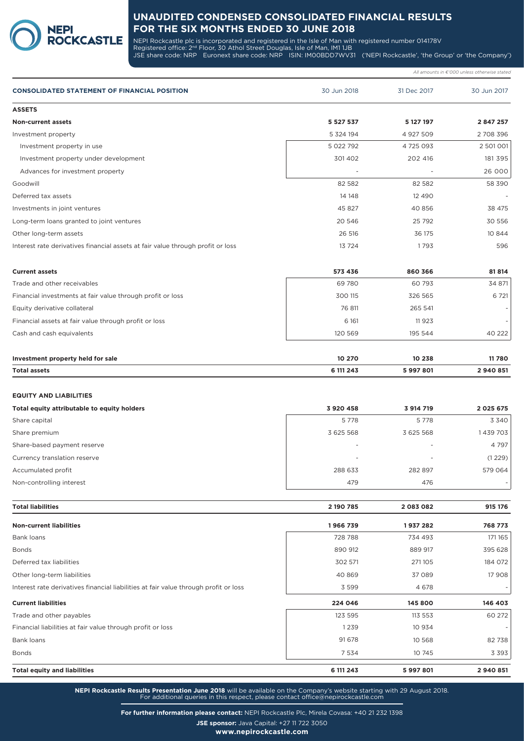# UNAUDITED CONDENSED CONSOLIDATED FINANCIAL RESULTS FOR THE SIX MONTHS ENDED 30 JUNE 2018

NEPI Rockcastle plc is incorporated and registered in the Isle of Man with registered number 014178V
Registered office: 2nd Floor, 30 Athol Street Douglas, Isle of Man, IM1 1JB
JSE share code: NRP Euronext share code: NRP ISIN: IM00BDD7WV31 ('NEPI Rockcastle', 'the Group' or 'the Company')

*All amounts in €'000 unless otherwise stated*

| CONSOLIDATED STATEMENT OF FINANCIAL POSITION | 30 Jun 2018 | 31 Dec 2017 | 30 Jun 2017 |
|---|---|---|---|
| **ASSETS** | | | |
| **Non-current assets** | **5 527 537** | **5 127 197** | **2 847 257** |
| Investment property | 5 324 194 | 4 927 509 | 2 708 396 |
| Investment property in use | 5 022 792 | 4 725 093 | 2 501 001 |
| Investment property under development | 301 402 | 202 416 | 181 395 |
| Advances for investment property | - | - | 26 000 |
| Goodwill | 82 582 | 82 582 | 58 390 |
| Deferred tax assets | 14 148 | 12 490 | - |
| Investments in joint ventures | 45 827 | 40 856 | 38 475 |
| Long-term loans granted to joint ventures | 20 546 | 25 792 | 30 556 |
| Other long-term assets | 26 516 | 36 175 | 10 844 |
| Interest rate derivatives financial assets at fair value through profit or loss | 13 724 | 1 793 | 596 |
| **Current assets** | **573 436** | **860 366** | **81 814** |
| Trade and other receivables | 69 780 | 60 793 | 34 871 |
| Financial investments at fair value through profit or loss | 300 115 | 326 565 | 6 721 |
| Equity derivative collateral | 76 811 | 265 541 | - |
| Financial assets at fair value through profit or loss | 6 161 | 11 923 | - |
| Cash and cash equivalents | 120 569 | 195 544 | 40 222 |
| **Investment property held for sale** | **10 270** | **10 238** | **11 780** |
| **Total assets** | **6 111 243** | **5 997 801** | **2 940 851** |
| **EQUITY AND LIABILITIES** | | | |
| **Total equity attributable to equity holders** | **3 920 458** | **3 914 719** | **2 025 675** |
| Share capital | 5 778 | 5 778 | 3 340 |
| Share premium | 3 625 568 | 3 625 568 | 1 439 703 |
| Share-based payment reserve | - | - | 4 797 |
| Currency translation reserve | - | - | (1 229) |
| Accumulated profit | 288 633 | 282 897 | 579 064 |
| Non-controlling interest | 479 | 476 | - |
| **Total liabilities** | **2 190 785** | **2 083 082** | **915 176** |
| **Non-current liabilities** | **1 966 739** | **1 937 282** | **768 773** |
| Bank loans | 728 788 | 734 493 | 171 165 |
| Bonds | 890 912 | 889 917 | 395 628 |
| Deferred tax liabilities | 302 571 | 271 105 | 184 072 |
| Other long-term liabilities | 40 869 | 37 089 | 17 908 |
| Interest rate derivatives financial liabilities at fair value through profit or loss | 3 599 | 4 678 | - |
| **Current liabilities** | **224 046** | **145 800** | **146 403** |
| Trade and other payables | 123 595 | 113 553 | 60 272 |
| Financial liabilities at fair value through profit or loss | 1 239 | 10 934 | - |
| Bank loans | 91 678 | 10 568 | 82 738 |
| Bonds | 7 534 | 10 745 | 3 393 |
| **Total equity and liabilities** | **6 111 243** | **5 997 801** | **2 940 851** |

**NEPI Rockcastle Results Presentation June 2018** will be available on the Company's website starting with 29 August 2018.
For additional queries in this respect, please contact office@nepirockcastle.com

**For further information please contact:** NEPI Rockcastle Plc, Mirela Covasa: +40 21 232 1398

**JSE sponsor:** Java Capital: +27 11 722 3050

**www.nepirockcastle.com**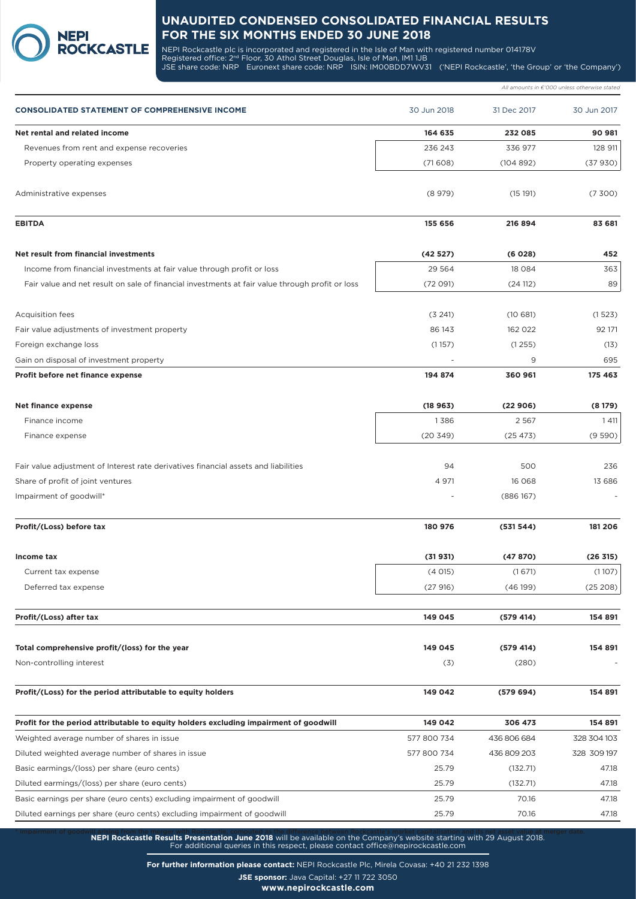# UNAUDITED CONDENSED CONSOLIDATED FINANCIAL RESULTS FOR THE SIX MONTHS ENDED 30 JUNE 2018

NEPI Rockcastle plc is incorporated and registered in the Isle of Man with registered number 014178V
Registered office: 2nd Floor, 30 Athol Street Douglas, Isle of Man, IM1 1JB
JSE share code: NRP Euronext share code: NRP ISIN: IM00BDD7WV31 ('NEPI Rockcastle', 'the Group' or 'the Company')

*All amounts in €'000 unless otherwise stated*

| CONSOLIDATED STATEMENT OF COMPREHENSIVE INCOME | 30 Jun 2018 | 31 Dec 2017 | 30 Jun 2017 |
|---|---|---|---|
| **Net rental and related income** | **164 635** | **232 085** | **90 981** |
| Revenues from rent and expense recoveries | 236 243 | 336 977 | 128 911 |
| Property operating expenses | (71 608) | (104 892) | (37 930) |
| Administrative expenses | (8 979) | (15 191) | (7 300) |
| **EBITDA** | **155 656** | **216 894** | **83 681** |
| **Net result from financial investments** | **(42 527)** | **(6 028)** | **452** |
| Income from financial investments at fair value through profit or loss | 29 564 | 18 084 | 363 |
| Fair value and net result on sale of financial investments at fair value through profit or loss | (72 091) | (24 112) | 89 |
| Acquisition fees | (3 241) | (10 681) | (1 523) |
| Fair value adjustments of investment property | 86 143 | 162 022 | 92 171 |
| Foreign exchange loss | (1 157) | (1 255) | (13) |
| Gain on disposal of investment property | - | 9 | 695 |
| **Profit before net finance expense** | **194 874** | **360 961** | **175 463** |
| **Net finance expense** | **(18 963)** | **(22 906)** | **(8 179)** |
| Finance income | 1 386 | 2 567 | 1 411 |
| Finance expense | (20 349) | (25 473) | (9 590) |
| Fair value adjustment of Interest rate derivatives financial assets and liabilities | 94 | 500 | 236 |
| Share of profit of joint ventures | 4 971 | 16 068 | 13 686 |
| Impairment of goodwill* | - | (886 167) | - |
| **Profit/(Loss) before tax** | **180 976** | **(531 544)** | **181 206** |
| **Income tax** | **(31 931)** | **(47 870)** | **(26 315)** |
| Current tax expense | (4 015) | (1 671) | (1 107) |
| Deferred tax expense | (27 916) | (46 199) | (25 208) |
| **Profit/(Loss) after tax** | **149 045** | **(579 414)** | **154 891** |
| **Total comprehensive profit/(loss) for the year** | **149 045** | **(579 414)** | **154 891** |
| Non-controlling interest | (3) | (280) | - |
| **Profit/(Loss) for the period attributable to equity holders** | **149 042** | **(579 694)** | **154 891** |
| **Profit for the period attributable to equity holders excluding impairment of goodwill** | **149 042** | **306 473** | **154 891** |
| Weighted average number of shares in issue | 577 800 734 | 436 806 684 | 328 304 103 |
| Diluted weighted average number of shares in issue | 577 800 734 | 436 809 203 | 328 309 197 |
| Basic earmings/(loss) per share (euro cents) | 25.79 | (132.71) | 47.18 |
| Diluted earmings/(loss) per share (euro cents) | 25.79 | (132.71) | 47.18 |
| Basic earnings per share (euro cents) excluding impairment of goodwill | 25.79 | 70.16 | 47.18 |
| Diluted earnings per share (euro cents) excluding impairment of goodwill | 25.79 | 70.16 | 47.18 |

\* Impairment of goodwill arises from the merger with Rockcastle, computed as the difference between Rockcastle's market capitalisation and its net asset value at merger date.

**NEPI Rockcastle Results Presentation June 2018** will be available on the Company's website starting with 29 August 2018.
For additional queries in this respect, please contact office@nepirockcastle.com

**For further information please contact:** NEPI Rockcastle Plc, Mirela Covasa: +40 21 232 1398

**JSE sponsor:** Java Capital: +27 11 722 3050

**www.nepirockcastle.com**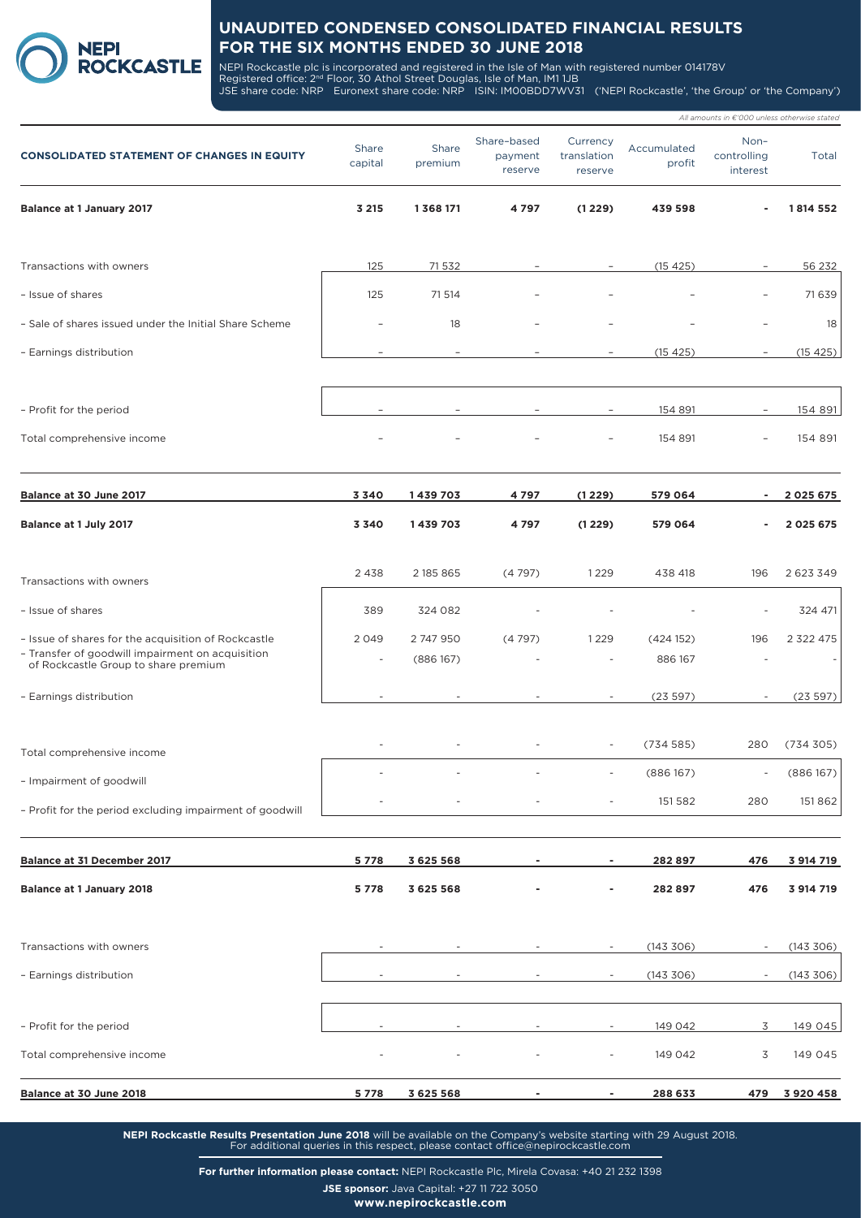# UNAUDITED CONDENSED CONSOLIDATED FINANCIAL RESULTS FOR THE SIX MONTHS ENDED 30 JUNE 2018

NEPI Rockcastle plc is incorporated and registered in the Isle of Man with registered number 014178V
Registered office: 2nd Floor, 30 Athol Street Douglas, Isle of Man, IM1 1JB
JSE share code: NRP Euronext share code: NRP ISIN: IM00BDD7WV31 ('NEPI Rockcastle', 'the Group' or 'the Company')

*All amounts in €'000 unless otherwise stated*

| CONSOLIDATED STATEMENT OF CHANGES IN EQUITY | Share capital | Share premium | Share-based payment reserve | Currency translation reserve | Accumulated profit | Non-controlling interest | Total |
|---|---|---|---|---|---|---|---|
| **Balance at 1 January 2017** | **3 215** | **1 368 171** | **4 797** | **(1 229)** | **439 598** | **-** | **1 814 552** |
| Transactions with owners | 125 | 71 532 | – | – | (15 425) | – | 56 232 |
| – Issue of shares | 125 | 71 514 | – | – | – | – | 71 639 |
| – Sale of shares issued under the Initial Share Scheme | – | 18 | – | – | – | – | 18 |
| – Earnings distribution | – | – | – | – | (15 425) | – | (15 425) |
| – Profit for the period | – | – | – | – | 154 891 | – | 154 891 |
| Total comprehensive income | – | – | – | – | 154 891 | – | 154 891 |
| **Balance at 30 June 2017** | **3 340** | **1 439 703** | **4 797** | **(1 229)** | **579 064** | **-** | **2 025 675** |
| **Balance at 1 July 2017** | **3 340** | **1 439 703** | **4 797** | **(1 229)** | **579 064** | **-** | **2 025 675** |
| Transactions with owners | 2 438 | 2 185 865 | (4 797) | 1 229 | 438 418 | 196 | 2 623 349 |
| – Issue of shares | 389 | 324 082 | - | - | - | - | 324 471 |
| – Issue of shares for the acquisition of Rockcastle | 2 049 | 2 747 950 | (4 797) | 1 229 | (424 152) | 196 | 2 322 475 |
| – Transfer of goodwill impairment on acquisition of Rockcastle Group to share premium | - | (886 167) | - | - | 886 167 | - | - |
| – Earnings distribution | - | - | - | - | (23 597) | - | (23 597) |
| Total comprehensive income | - | - | - | - | (734 585) | 280 | (734 305) |
| – Impairment of goodwill | - | - | - | - | (886 167) | - | (886 167) |
| – Profit for the period excluding impairment of goodwill | - | - | - | - | 151 582 | 280 | 151 862 |
| **Balance at 31 December 2017** | **5 778** | **3 625 568** | **-** | **-** | **282 897** | **476** | **3 914 719** |
| **Balance at 1 January 2018** | **5 778** | **3 625 568** | **-** | **-** | **282 897** | **476** | **3 914 719** |
| Transactions with owners | - | - | - | - | (143 306) | - | (143 306) |
| – Earnings distribution | - | - | - | - | (143 306) | - | (143 306) |
| – Profit for the period | - | - | - | - | 149 042 | 3 | 149 045 |
| Total comprehensive income | - | - | - | - | 149 042 | 3 | 149 045 |
| **Balance at 30 June 2018** | **5 778** | **3 625 568** | **-** | **-** | **288 633** | **479** | **3 920 458** |

**NEPI Rockcastle Results Presentation June 2018** will be available on the Company's website starting with 29 August 2018.
For additional queries in this respect, please contact office@nepirockcastle.com

**For further information please contact:** NEPI Rockcastle Plc, Mirela Covasa: +40 21 232 1398

**JSE sponsor:** Java Capital: +27 11 722 3050

**www.nepirockcastle.com**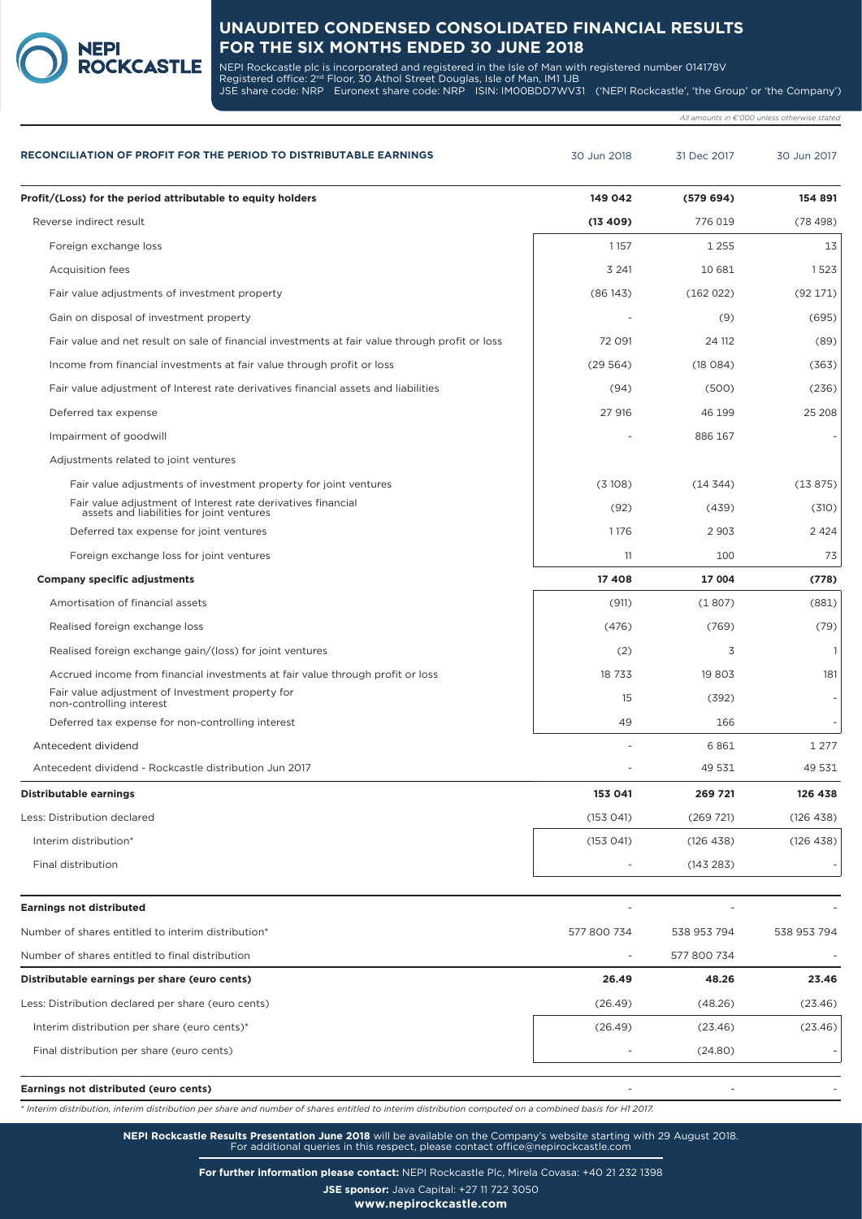# UNAUDITED CONDENSED CONSOLIDATED FINANCIAL RESULTS FOR THE SIX MONTHS ENDED 30 JUNE 2018

NEPI Rockcastle plc is incorporated and registered in the Isle of Man with registered number 014178V
Registered office: 2nd Floor, 30 Athol Street Douglas, Isle of Man, IM1 1JB
JSE share code: NRP Euronext share code: NRP ISIN: IM00BDD7WV31 ('NEPI Rockcastle', 'the Group' or 'the Company')

*All amounts in €'000 unless otherwise stated*

| **RECONCILIATION OF PROFIT FOR THE PERIOD TO DISTRIBUTABLE EARNINGS** | 30 Jun 2018 | 31 Dec 2017 | 30 Jun 2017 |
|---|---|---|---|
| **Profit/(Loss) for the period attributable to equity holders** | **149 042** | **(579 694)** | **154 891** |
| Reverse indirect result | **(13 409)** | 776 019 | (78 498) |
| Foreign exchange loss | 1 157 | 1 255 | 13 |
| Acquisition fees | 3 241 | 10 681 | 1 523 |
| Fair value adjustments of investment property | (86 143) | (162 022) | (92 171) |
| Gain on disposal of investment property | - | (9) | (695) |
| Fair value and net result on sale of financial investments at fair value through profit or loss | 72 091 | 24 112 | (89) |
| Income from financial investments at fair value through profit or loss | (29 564) | (18 084) | (363) |
| Fair value adjustment of Interest rate derivatives financial assets and liabilities | (94) | (500) | (236) |
| Deferred tax expense | 27 916 | 46 199 | 25 208 |
| Impairment of goodwill | - | 886 167 | - |
| Adjustments related to joint ventures | | | |
| Fair value adjustments of investment property for joint ventures | (3 108) | (14 344) | (13 875) |
| Fair value adjustment of Interest rate derivatives financial assets and liabilities for joint ventures | (92) | (439) | (310) |
| Deferred tax expense for joint ventures | 1 176 | 2 903 | 2 424 |
| Foreign exchange loss for joint ventures | 11 | 100 | 73 |
| **Company specific adjustments** | **17 408** | **17 004** | **(778)** |
| Amortisation of financial assets | (911) | (1 807) | (881) |
| Realised foreign exchange loss | (476) | (769) | (79) |
| Realised foreign exchange gain/(loss) for joint ventures | (2) | 3 | 1 |
| Accrued income from financial investments at fair value through profit or loss | 18 733 | 19 803 | 181 |
| Fair value adjustment of Investment property for non-controlling interest | 15 | (392) | - |
| Deferred tax expense for non-controlling interest | 49 | 166 | - |
| Antecedent dividend | - | 6 861 | 1 277 |
| Antecedent dividend - Rockcastle distribution Jun 2017 | - | 49 531 | 49 531 |
| **Distributable earnings** | **153 041** | **269 721** | **126 438** |
| Less: Distribution declared | (153 041) | (269 721) | (126 438) |
| Interim distribution* | (153 041) | (126 438) | (126 438) |
| Final distribution | - | (143 283) | - |
| **Earnings not distributed** | - | - | - |
| Number of shares entitled to interim distribution* | 577 800 734 | 538 953 794 | 538 953 794 |
| Number of shares entitled to final distribution | - | 577 800 734 | - |
| **Distributable earnings per share (euro cents)** | **26.49** | **48.26** | **23.46** |
| Less: Distribution declared per share (euro cents) | (26.49) | (48.26) | (23.46) |
| Interim distribution per share (euro cents)* | (26.49) | (23.46) | (23.46) |
| Final distribution per share (euro cents) | - | (24.80) | - |
| **Earnings not distributed (euro cents)** | - | - | - |

*\* Interim distribution, interim distribution per share and number of shares entitled to interim distribution computed on a combined basis for H1 2017.*

**NEPI Rockcastle Results Presentation June 2018** will be available on the Company's website starting with 29 August 2018. For additional queries in this respect, please contact office@nepirockcastle.com

**For further information please contact:** NEPI Rockcastle Plc, Mirela Covasa: +40 21 232 1398

**JSE sponsor:** Java Capital: +27 11 722 3050

**www.nepirockcastle.com**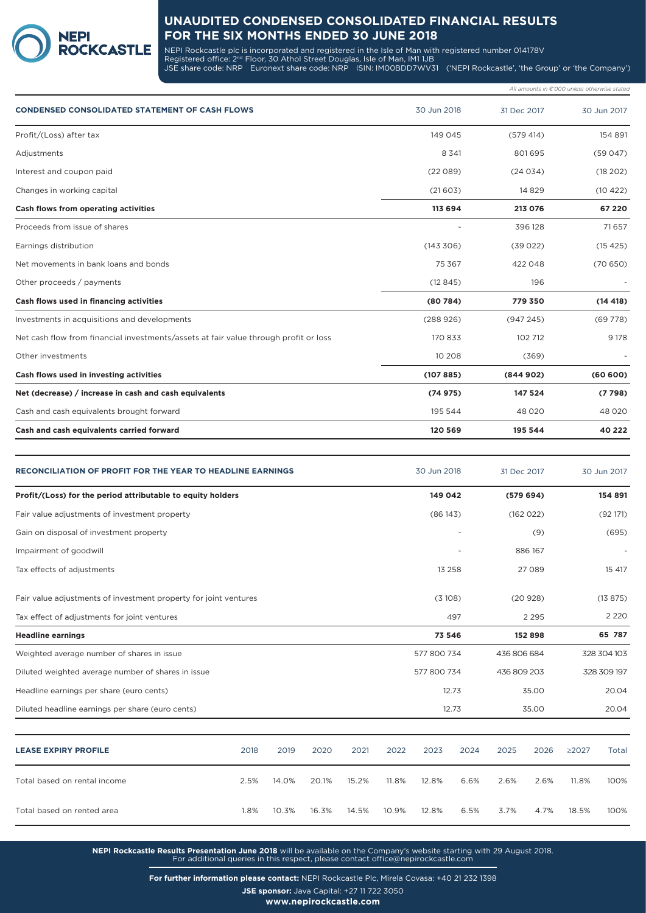# UNAUDITED CONDENSED CONSOLIDATED FINANCIAL RESULTS FOR THE SIX MONTHS ENDED 30 JUNE 2018

NEPI Rockcastle plc is incorporated and registered in the Isle of Man with registered number 014178V
Registered office: 2nd Floor, 30 Athol Street Douglas, Isle of Man, IM1 1JB
JSE share code: NRP Euronext share code: NRP ISIN: IM00BDD7WV31 ('NEPI Rockcastle', 'the Group' or 'the Company')

*All amounts in €'000 unless otherwise stated*

| CONDENSED CONSOLIDATED STATEMENT OF CASH FLOWS | 30 Jun 2018 | 31 Dec 2017 | 30 Jun 2017 |
|---|---|---|---|
| Profit/(Loss) after tax | 149 045 | (579 414) | 154 891 |
| Adjustments | 8 341 | 801 695 | (59 047) |
| Interest and coupon paid | (22 089) | (24 034) | (18 202) |
| Changes in working capital | (21 603) | 14 829 | (10 422) |
| **Cash flows from operating activities** | **113 694** | **213 076** | **67 220** |
| Proceeds from issue of shares | - | 396 128 | 71 657 |
| Earnings distribution | (143 306) | (39 022) | (15 425) |
| Net movements in bank loans and bonds | 75 367 | 422 048 | (70 650) |
| Other proceeds / payments | (12 845) | 196 | - |
| **Cash flows used in financing activities** | **(80 784)** | **779 350** | **(14 418)** |
| Investments in acquisitions and developments | (288 926) | (947 245) | (69 778) |
| Net cash flow from financial investments/assets at fair value through profit or loss | 170 833 | 102 712 | 9 178 |
| Other investments | 10 208 | (369) | - |
| **Cash flows used in investing activities** | **(107 885)** | **(844 902)** | **(60 600)** |
| **Net (decrease) / increase in cash and cash equivalents** | **(74 975)** | **147 524** | **(7 798)** |
| Cash and cash equivalents brought forward | 195 544 | 48 020 | 48 020 |
| **Cash and cash equivalents carried forward** | **120 569** | **195 544** | **40 222** |

| RECONCILIATION OF PROFIT FOR THE YEAR TO HEADLINE EARNINGS | 30 Jun 2018 | 31 Dec 2017 | 30 Jun 2017 |
|---|---|---|---|
| **Profit/(Loss) for the period attributable to equity holders** | **149 042** | **(579 694)** | **154 891** |
| Fair value adjustments of investment property | (86 143) | (162 022) | (92 171) |
| Gain on disposal of investment property | - | (9) | (695) |
| Impairment of goodwill | - | 886 167 | - |
| Tax effects of adjustments | 13 258 | 27 089 | 15 417 |
| Fair value adjustments of investment property for joint ventures | (3 108) | (20 928) | (13 875) |
| Tax effect of adjustments for joint ventures | 497 | 2 295 | 2 220 |
| **Headline earnings** | **73 546** | **152 898** | **65 787** |
| Weighted average number of shares in issue | 577 800 734 | 436 806 684 | 328 304 103 |
| Diluted weighted average number of shares in issue | 577 800 734 | 436 809 203 | 328 309 197 |
| Headline earnings per share (euro cents) | 12.73 | 35.00 | 20.04 |
| Diluted headline earnings per share (euro cents) | 12.73 | 35.00 | 20.04 |

| LEASE EXPIRY PROFILE | 2018 | 2019 | 2020 | 2021 | 2022 | 2023 | 2024 | 2025 | 2026 | ≥2027 | Total |
|---|---|---|---|---|---|---|---|---|---|---|---|
| Total based on rental income | 2.5% | 14.0% | 20.1% | 15.2% | 11.8% | 12.8% | 6.6% | 2.6% | 2.6% | 11.8% | 100% |
| Total based on rented area | 1.8% | 10.3% | 16.3% | 14.5% | 10.9% | 12.8% | 6.5% | 3.7% | 4.7% | 18.5% | 100% |

**NEPI Rockcastle Results Presentation June 2018** will be available on the Company's website starting with 29 August 2018.
For additional queries in this respect, please contact office@nepirockcastle.com

**For further information please contact:** NEPI Rockcastle Plc, Mirela Covasa: +40 21 232 1398

**JSE sponsor:** Java Capital: +27 11 722 3050

**www.nepirockcastle.com**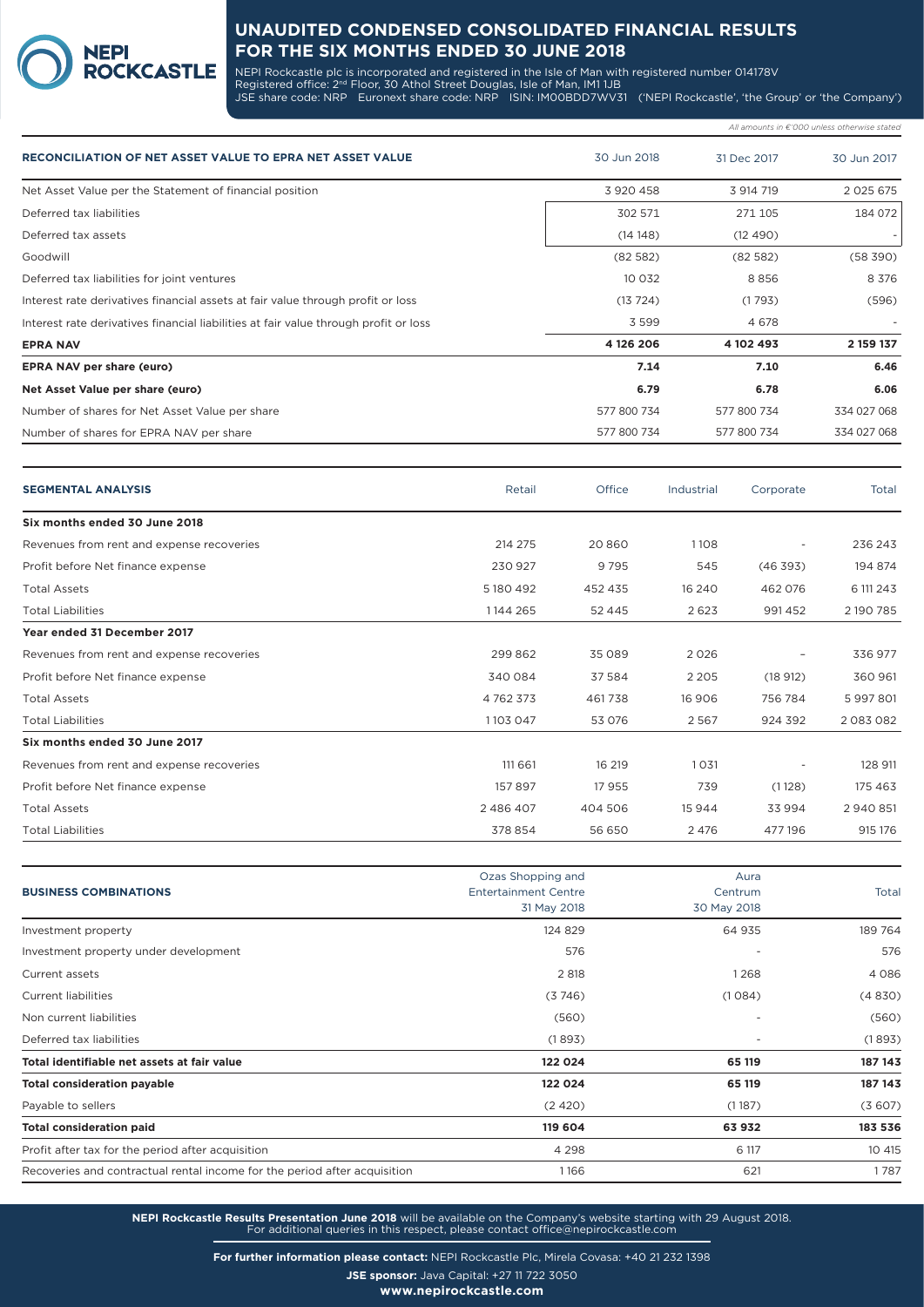# UNAUDITED CONDENSED CONSOLIDATED FINANCIAL RESULTS FOR THE SIX MONTHS ENDED 30 JUNE 2018

NEPI Rockcastle plc is incorporated and registered in the Isle of Man with registered number 014178V
Registered office: 2nd Floor, 30 Athol Street Douglas, Isle of Man, IM1 1JB
JSE share code: NRP Euronext share code: NRP ISIN: IM00BDD7WV31 ('NEPI Rockcastle', 'the Group' or 'the Company')

*All amounts in €'000 unless otherwise stated*

| RECONCILIATION OF NET ASSET VALUE TO EPRA NET ASSET VALUE | 30 Jun 2018 | 31 Dec 2017 | 30 Jun 2017 |
|---|---|---|---|
| Net Asset Value per the Statement of financial position | 3 920 458 | 3 914 719 | 2 025 675 |
| Deferred tax liabilities | 302 571 | 271 105 | 184 072 |
| Deferred tax assets | (14 148) | (12 490) | - |
| Goodwill | (82 582) | (82 582) | (58 390) |
| Deferred tax liabilities for joint ventures | 10 032 | 8 856 | 8 376 |
| Interest rate derivatives financial assets at fair value through profit or loss | (13 724) | (1 793) | (596) |
| Interest rate derivatives financial liabilities at fair value through profit or loss | 3 599 | 4 678 | - |
| **EPRA NAV** | **4 126 206** | **4 102 493** | **2 159 137** |
| **EPRA NAV per share (euro)** | **7.14** | **7.10** | **6.46** |
| **Net Asset Value per share (euro)** | **6.79** | **6.78** | **6.06** |
| Number of shares for Net Asset Value per share | 577 800 734 | 577 800 734 | 334 027 068 |
| Number of shares for EPRA NAV per share | 577 800 734 | 577 800 734 | 334 027 068 |

| SEGMENTAL ANALYSIS | Retail | Office | Industrial | Corporate | Total |
|---|---|---|---|---|---|
| **Six months ended 30 June 2018** | | | | | |
| Revenues from rent and expense recoveries | 214 275 | 20 860 | 1 108 | - | 236 243 |
| Profit before Net finance expense | 230 927 | 9 795 | 545 | (46 393) | 194 874 |
| Total Assets | 5 180 492 | 452 435 | 16 240 | 462 076 | 6 111 243 |
| Total Liabilities | 1 144 265 | 52 445 | 2 623 | 991 452 | 2 190 785 |
| **Year ended 31 December 2017** | | | | | |
| Revenues from rent and expense recoveries | 299 862 | 35 089 | 2 026 | - | 336 977 |
| Profit before Net finance expense | 340 084 | 37 584 | 2 205 | (18 912) | 360 961 |
| Total Assets | 4 762 373 | 461 738 | 16 906 | 756 784 | 5 997 801 |
| Total Liabilities | 1 103 047 | 53 076 | 2 567 | 924 392 | 2 083 082 |
| **Six months ended 30 June 2017** | | | | | |
| Revenues from rent and expense recoveries | 111 661 | 16 219 | 1 031 | - | 128 911 |
| Profit before Net finance expense | 157 897 | 17 955 | 739 | (1 128) | 175 463 |
| Total Assets | 2 486 407 | 404 506 | 15 944 | 33 994 | 2 940 851 |
| Total Liabilities | 378 854 | 56 650 | 2 476 | 477 196 | 915 176 |

| BUSINESS COMBINATIONS | Ozas Shopping and Entertainment Centre 31 May 2018 | Aura Centrum 30 May 2018 | Total |
|---|---|---|---|
| Investment property | 124 829 | 64 935 | 189 764 |
| Investment property under development | 576 | - | 576 |
| Current assets | 2 818 | 1 268 | 4 086 |
| Current liabilities | (3 746) | (1 084) | (4 830) |
| Non current liabilities | (560) | - | (560) |
| Deferred tax liabilities | (1 893) | - | (1 893) |
| **Total identifiable net assets at fair value** | **122 024** | **65 119** | **187 143** |
| **Total consideration payable** | **122 024** | **65 119** | **187 143** |
| Payable to sellers | (2 420) | (1 187) | (3 607) |
| **Total consideration paid** | **119 604** | **63 932** | **183 536** |
| Profit after tax for the period after acquisition | 4 298 | 6 117 | 10 415 |
| Recoveries and contractual rental income for the period after acquisition | 1 166 | 621 | 1 787 |

**NEPI Rockcastle Results Presentation June 2018** will be available on the Company's website starting with 29 August 2018.
For additional queries in this respect, please contact office@nepirockcastle.com

**For further information please contact:** NEPI Rockcastle Plc, Mirela Covasa: +40 21 232 1398

**JSE sponsor:** Java Capital: +27 11 722 3050

**www.nepirockcastle.com**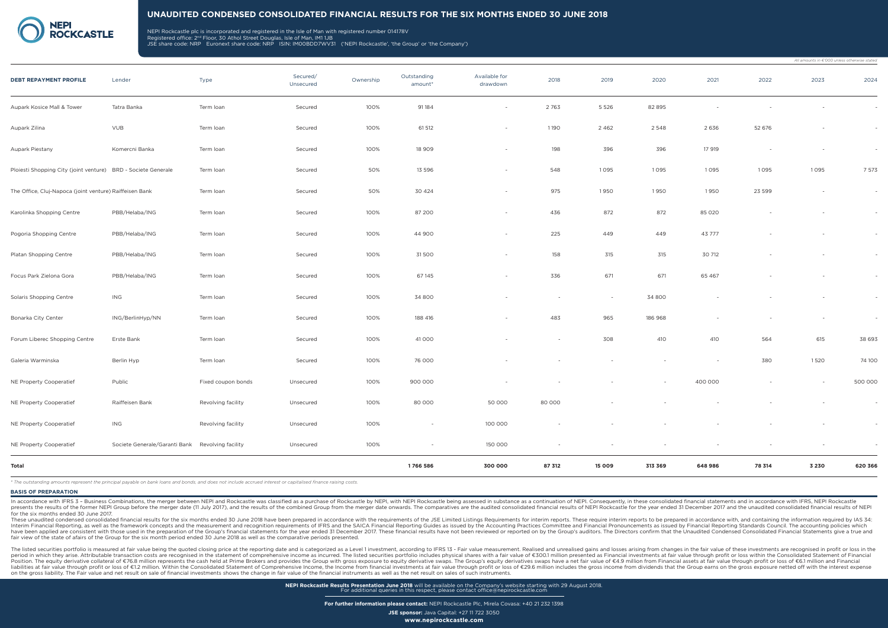# UNAUDITED CONDENSED CONSOLIDATED FINANCIAL RESULTS FOR THE SIX MONTHS ENDED 30 JUNE 2018

NEPI Rockcastle plc is incorporated and registered in the Isle of Man with registered number 014178V
Registered office: 2nd Floor, 30 Athol Street Douglas, Isle of Man, IM1 1JB
JSE share code: NRP Euronext share code: NRP ISIN: IM00BDD7WV31 ('NEPI Rockcastle', 'the Group' or 'the Company')

*All amounts in €'000 unless otherwise stated*

| DEBT REPAYMENT PROFILE | Lender | Type | Secured/ Unsecured | Ownership | Outstanding amount* | Available for drawdown | 2018 | 2019 | 2020 | 2021 | 2022 | 2023 | 2024 |
|---|---|---|---|---|---|---|---|---|---|---|---|---|---|
| Aupark Kosice Mall & Tower | Tatra Banka | Term loan | Secured | 100% | 91 184 | - | 2 763 | 5 526 | 82 895 | - | - | - | - |
| Aupark Zilina | VUB | Term loan | Secured | 100% | 61 512 | - | 1 190 | 2 462 | 2 548 | 2 636 | 52 676 | - | - |
| Aupark Piestany | Komercni Banka | Term loan | Secured | 100% | 18 909 | - | 198 | 396 | 396 | 17 919 | - | - | - |
| Ploiesti Shopping City (joint venture) | BRD - Societe Generale | Term loan | Secured | 50% | 13 596 | - | 548 | 1 095 | 1 095 | 1 095 | 1 095 | 1 095 | 7 573 |
| The Office, Cluj-Napoca (joint venture) | Raiffeisen Bank | Term loan | Secured | 50% | 30 424 | - | 975 | 1 950 | 1 950 | 1 950 | 23 599 | - | - |
| Karolinka Shopping Centre | PBB/Helaba/ING | Term loan | Secured | 100% | 87 200 | - | 436 | 872 | 872 | 85 020 | - | - | - |
| Pogoria Shopping Centre | PBB/Helaba/ING | Term loan | Secured | 100% | 44 900 | - | 225 | 449 | 449 | 43 777 | - | - | - |
| Platan Shopping Centre | PBB/Helaba/ING | Term loan | Secured | 100% | 31 500 | - | 158 | 315 | 315 | 30 712 | - | - | - |
| Focus Park Zielona Gora | PBB/Helaba/ING | Term loan | Secured | 100% | 67 145 | - | 336 | 671 | 671 | 65 467 | - | - | - |
| Solaris Shopping Centre | ING | Term loan | Secured | 100% | 34 800 | - | - | - | 34 800 | - | - | - | - |
| Bonarka City Center | ING/BerlinHyp/NN | Term loan | Secured | 100% | 188 416 | - | 483 | 965 | 186 968 | - | - | - | - |
| Forum Liberec Shopping Centre | Erste Bank | Term loan | Secured | 100% | 41 000 | - | - | 308 | 410 | 410 | 564 | 615 | 38 693 |
| Galeria Warminska | Berlin Hyp | Term loan | Secured | 100% | 76 000 | - | - | - | - | - | 380 | 1 520 | 74 100 |
| NE Property Cooperatief | Public | Fixed coupon bonds | Unsecured | 100% | 900 000 | - | - | - | - | 400 000 | - | - | 500 000 |
| NE Property Cooperatief | Raiffeisen Bank | Revolving facility | Unsecured | 100% | 80 000 | 50 000 | 80 000 | - | - | - | - | - | - |
| NE Property Cooperatief | ING | Revolving facility | Unsecured | 100% | - | 100 000 | - | - | - | - | - | - | - |
| NE Property Cooperatief | Societe Generale/Garanti Bank | Revolving facility | Unsecured | 100% | - | 150 000 | - | - | - | - | - | - | - |
| **Total** | | | | | **1 766 586** | **300 000** | **87 312** | **15 009** | **313 369** | **648 986** | **78 314** | **3 230** | **620 366** |

*\* The outstanding amounts represent the principal payable on bank loans and bonds, and does not include accrued interest or capitalised finance raising costs.*

## BASIS OF PREPARATION

In accordance with IFRS 3 – Business Combinations, the merger between NEPI and Rockcastle was classified as a purchase of Rockcastle by NEPI, with NEPI Rockcastle being assessed in substance as a continuation of NEPI. Consequently, in these consolidated financial statements and in accordance with IFRS, NEPI Rockcastle presents the results of the former NEPI Group before the merger date (11 July 2017), and the results of the combined Group from the merger date onwards. The comparatives are the audited consolidated financial results of NEPI Rockcastle for the year ended 31 December 2017 and the unaudited consolidated financial results of NEPI for the six months ended 30 June 2017.

These unaudited condensed consolidated financial results for the six months ended 30 June 2018 have been prepared in accordance with the requirements of the JSE Limited Listings Requirements for interim reports. These require interim reports to be prepared in accordance with, and containing the information required by IAS 34: Interim Financial Reporting, as well as the framework concepts and the measurement and recognition requirements of IFRS and the SAICA Financial Reporting Guides as issued by the Accounting Practices Committee and Financial Pronouncements as issued by Financial Reporting Standards Council. The accounting policies which have been applied are consistent with those used in the preparation of the Group's financial statements for the year ended 31 December 2017. These financial results have not been reviewed or reported on by the Group's auditors. The Directors confirm that the Unaudited Condensed Consolidated Financial Statements give a true and fair view of the state of afairs of the Group for the six month period ended 30 June 2018 as well as the comparative periods presented.

The listed securities portfolio is measured at fair value being the quoted closing price at the reporting date and is categorized as a Level 1 investment, according to IFRS 13 - Fair value measurement. Realised and unrealised gains and losses arising from changes in the fair value of these investments are recognised in profit or loss in the period in which they arise. Attributable transaction costs are recognised in the statement of comprehensive income as incurred. The listed securities portfolio includes physical shares with a fair value of €300.1 million presented as Financial investments at fair value through profit or loss within the Consolidated Statement of Financial Position. The equity derivative collateral of €76.8 million represents the cash held at Prime Brokers and provides the Group with gross exposure to equity derivative swaps. The Group's equity derivatives swaps have a net fair value of €4.9 million from Financial assets at fair value through profit or loss of €6.1 million and Financial liabilities at fair value through profit or loss of €1.2 million. Within the Consolidated Statement of Comprehensive Income, the Income from financial investments at fair value through profit or loss of €29.6 million includes the gross income from dividends that the Group earns on the gross exposure netted off with the interest expense on the gross liability. The Fair value and net result on sale of financial investments shows the change in fair value of the financial instruments as well as the net result on sales of such instruments.

**NEPI Rockcastle Results Presentation June 2018** will be available on the Company's website starting with 29 August 2018.
For additional queries in this respect, please contact office@nepirockcastle.com

**For further information please contact:** NEPI Rockcastle Plc, Mirela Covasa: +40 21 232 1398

**JSE sponsor:** Java Capital: +27 11 722 3050

**www.nepirockcastle.com**